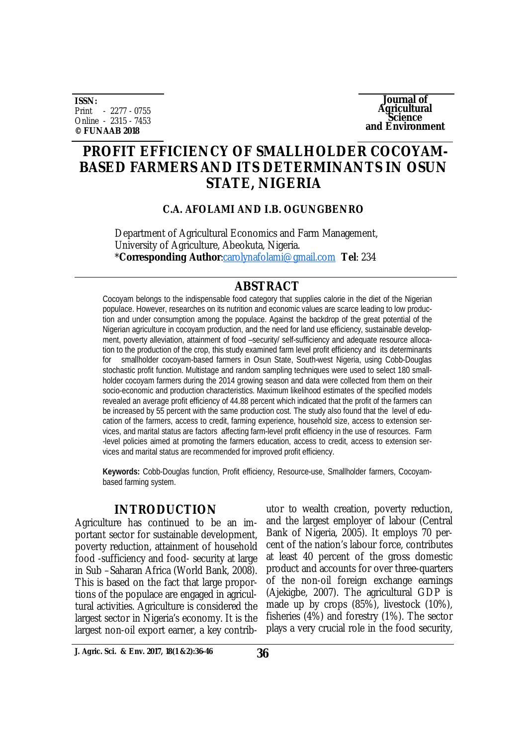ISSN:
Print - 2277 - 0755
Online - 2315 - 7453
**© FUNAAB 2018**

**Journal of Agricultural Science and Environment**

# PROFIT EFFICIENCY OF SMALLHOLDER COCOYAM-BASED FARMERS AND ITS DETERMINANTS IN OSUN STATE, NIGERIA

**C.A. AFOLAMI AND I.B. OGUNGBENRO**

Department of Agricultural Economics and Farm Management,
University of Agriculture, Abeokuta, Nigeria.
***Corresponding Author**:carolynafolami@gmail.com **Tel**: 234

## ABSTRACT

Cocoyam belongs to the indispensable food category that supplies calorie in the diet of the Nigerian populace. However, researches on its nutrition and economic values are scarce leading to low production and under consumption among the populace. Against the backdrop of the great potential of the Nigerian agriculture in cocoyam production, and the need for land use efficiency, sustainable development, poverty alleviation, attainment of food –security/ self-sufficiency and adequate resource allocation to the production of the crop, this study examined farm level profit efficiency and its determinants for smallholder cocoyam-based farmers in Osun State, South-west Nigeria, using Cobb-Douglas stochastic profit function. Multistage and random sampling techniques were used to select 180 smallholder cocoyam farmers during the 2014 growing season and data were collected from them on their socio-economic and production characteristics. Maximum likelihood estimates of the specified models revealed an average profit efficiency of 44.88 percent which indicated that the profit of the farmers can be increased by 55 percent with the same production cost. The study also found that the level of education of the farmers, access to credit, farming experience, household size, access to extension services, and marital status are factors affecting farm-level profit efficiency in the use of resources. Farm-level policies aimed at promoting the farmers education, access to credit, access to extension services and marital status are recommended for improved profit efficiency.

**Keywords:** Cobb-Douglas function, Profit efficiency, Resource-use, Smallholder farmers, Cocoyam-based farming system.

## INTRODUCTION

Agriculture has continued to be an important sector for sustainable development, poverty reduction, attainment of household food -sufficiency and food- security at large in Sub –Saharan Africa (World Bank, 2008). This is based on the fact that large proportions of the populace are engaged in agricultural activities. Agriculture is considered the largest sector in Nigeria's economy. It is the largest non-oil export earner, a key contributor to wealth creation, poverty reduction, and the largest employer of labour (Central Bank of Nigeria, 2005). It employs 70 percent of the nation's labour force, contributes at least 40 percent of the gross domestic product and accounts for over three-quarters of the non-oil foreign exchange earnings (Ajekigbe, 2007). The agricultural GDP is made up by crops (85%), livestock (10%), fisheries (4%) and forestry (1%). The sector plays a very crucial role in the food security,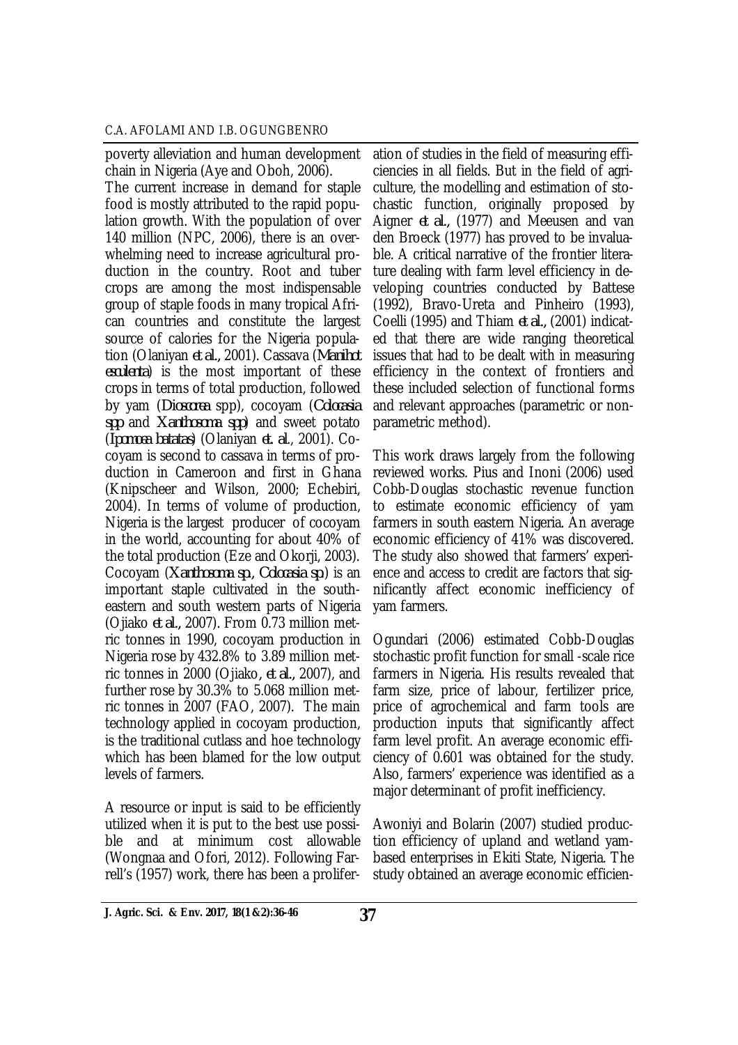poverty alleviation and human development chain in Nigeria (Aye and Oboh, 2006).

The current increase in demand for staple food is mostly attributed to the rapid population growth. With the population of over 140 million (NPC, 2006), there is an overwhelming need to increase agricultural production in the country. Root and tuber crops are among the most indispensable group of staple foods in many tropical African countries and constitute the largest source of calories for the Nigeria population (Olaniyan *et al.*, 2001). Cassava (*Manihot esculenta*) is the most important of these crops in terms of total production, followed by yam (*Dioscorea* spp), cocoyam (*Colocasia spp* and *Xanthosoma spp*) and sweet potato (*Ipomoea batatas*) (Olaniyan *et. al.*, 2001). Cocoyam is second to cassava in terms of production in Cameroon and first in Ghana (Knipscheer and Wilson, 2000; Echebiri, 2004). In terms of volume of production, Nigeria is the largest producer of cocoyam in the world, accounting for about 40% of the total production (Eze and Okorji, 2003). Cocoyam (*Xanthosoma sp., Colocasia sp*) is an important staple cultivated in the southeastern and south western parts of Nigeria (Ojiako *et al.*, 2007). From 0.73 million metric tonnes in 1990, cocoyam production in Nigeria rose by 432.8% to 3.89 million metric tonnes in 2000 (Ojiako, *et al.*, 2007), and further rose by 30.3% to 5.068 million metric tonnes in 2007 (FAO, 2007). The main technology applied in cocoyam production, is the traditional cutlass and hoe technology which has been blamed for the low output levels of farmers.

A resource or input is said to be efficiently utilized when it is put to the best use possible and at minimum cost allowable (Wongnaa and Ofori, 2012). Following Farrell's (1957) work, there has been a proliferation of studies in the field of measuring efficiencies in all fields. But in the field of agriculture, the modelling and estimation of stochastic function, originally proposed by Aigner *et al.*, (1977) and Meeusen and van den Broeck (1977) has proved to be invaluable. A critical narrative of the frontier literature dealing with farm level efficiency in developing countries conducted by Battese (1992), Bravo-Ureta and Pinheiro (1993), Coelli (1995) and Thiam *et al.*, (2001) indicated that there are wide ranging theoretical issues that had to be dealt with in measuring efficiency in the context of frontiers and these included selection of functional forms and relevant approaches (parametric or non-parametric method).

This work draws largely from the following reviewed works. Pius and Inoni (2006) used Cobb-Douglas stochastic revenue function to estimate economic efficiency of yam farmers in south eastern Nigeria. An average economic efficiency of 41% was discovered. The study also showed that farmers' experience and access to credit are factors that significantly affect economic inefficiency of yam farmers.

Ogundari (2006) estimated Cobb-Douglas stochastic profit function for small -scale rice farmers in Nigeria. His results revealed that farm size, price of labour, fertilizer price, price of agrochemical and farm tools are production inputs that significantly affect farm level profit. An average economic efficiency of 0.601 was obtained for the study. Also, farmers' experience was identified as a major determinant of profit inefficiency.

Awoniyi and Bolarin (2007) studied production efficiency of upland and wetland yam-based enterprises in Ekiti State, Nigeria. The study obtained an average economic efficien-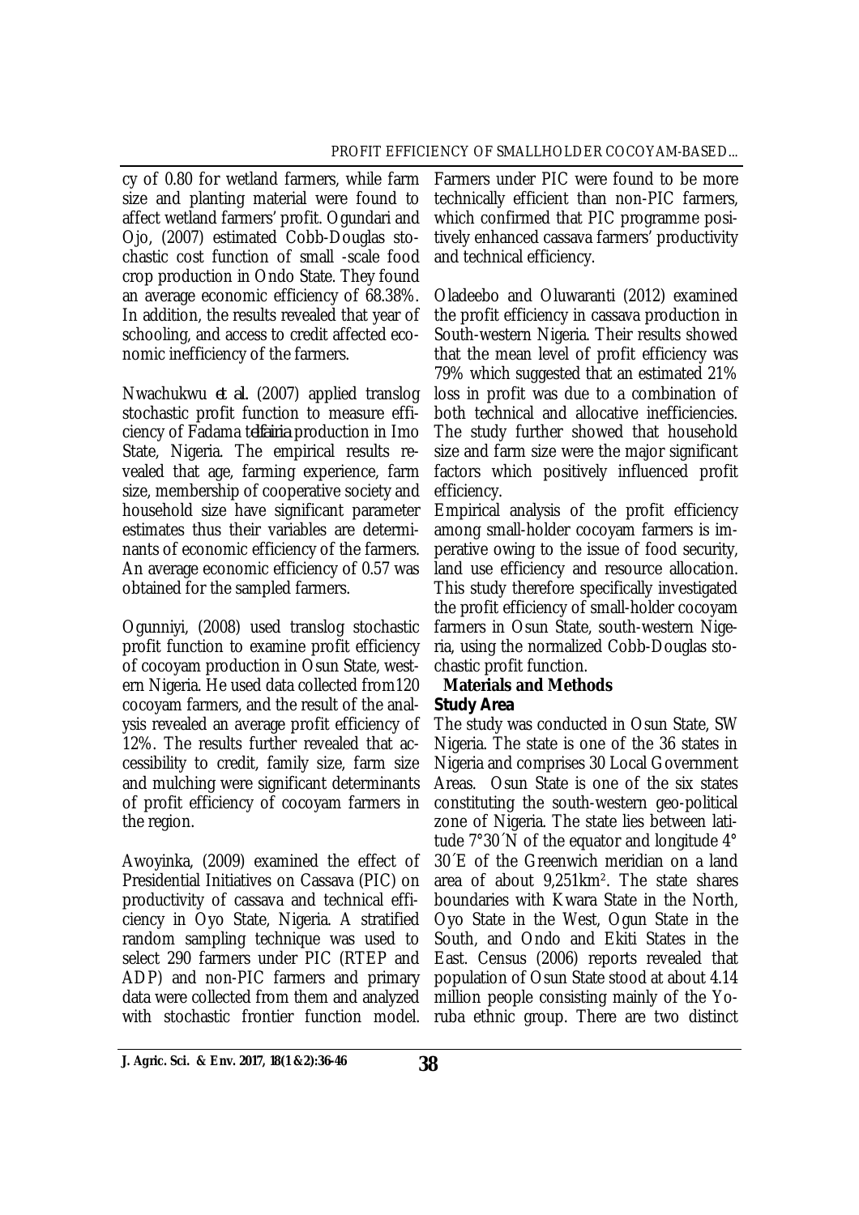cy of 0.80 for wetland farmers, while farm size and planting material were found to affect wetland farmers' profit. Ogundari and Ojo, (2007) estimated Cobb-Douglas stochastic cost function of small -scale food crop production in Ondo State. They found an average economic efficiency of 68.38%. In addition, the results revealed that year of schooling, and access to credit affected economic inefficiency of the farmers.

Nwachukwu *et al.* (2007) applied translog stochastic profit function to measure efficiency of Fadama *telfairia* production in Imo State, Nigeria. The empirical results revealed that age, farming experience, farm size, membership of cooperative society and household size have significant parameter estimates thus their variables are determinants of economic efficiency of the farmers. An average economic efficiency of 0.57 was obtained for the sampled farmers.

Ogunniyi, (2008) used translog stochastic profit function to examine profit efficiency of cocoyam production in Osun State, western Nigeria. He used data collected from120 cocoyam farmers, and the result of the analysis revealed an average profit efficiency of 12%. The results further revealed that accessibility to credit, family size, farm size and mulching were significant determinants of profit efficiency of cocoyam farmers in the region.

Awoyinka, (2009) examined the effect of Presidential Initiatives on Cassava (PIC) on productivity of cassava and technical efficiency in Oyo State, Nigeria. A stratified random sampling technique was used to select 290 farmers under PIC (RTEP and ADP) and non-PIC farmers and primary data were collected from them and analyzed with stochastic frontier function model. Farmers under PIC were found to be more technically efficient than non-PIC farmers, which confirmed that PIC programme positively enhanced cassava farmers' productivity and technical efficiency.

Oladeebo and Oluwaranti (2012) examined the profit efficiency in cassava production in South-western Nigeria. Their results showed that the mean level of profit efficiency was 79% which suggested that an estimated 21% loss in profit was due to a combination of both technical and allocative inefficiencies. The study further showed that household size and farm size were the major significant factors which positively influenced profit efficiency.

Empirical analysis of the profit efficiency among small-holder cocoyam farmers is imperative owing to the issue of food security, land use efficiency and resource allocation. This study therefore specifically investigated the profit efficiency of small-holder cocoyam farmers in Osun State, south-western Nigeria, using the normalized Cobb-Douglas stochastic profit function.

## Materials and Methods

### Study Area

The study was conducted in Osun State, SW Nigeria. The state is one of the 36 states in Nigeria and comprises 30 Local Government Areas. Osun State is one of the six states constituting the south-western geo-political zone of Nigeria. The state lies between latitude 7°30´N of the equator and longitude 4° 30´E of the Greenwich meridian on a land area of about 9,251km$^2$. The state shares boundaries with Kwara State in the North, Oyo State in the West, Ogun State in the South, and Ondo and Ekiti States in the East. Census (2006) reports revealed that population of Osun State stood at about 4.14 million people consisting mainly of the Yoruba ethnic group. There are two distinct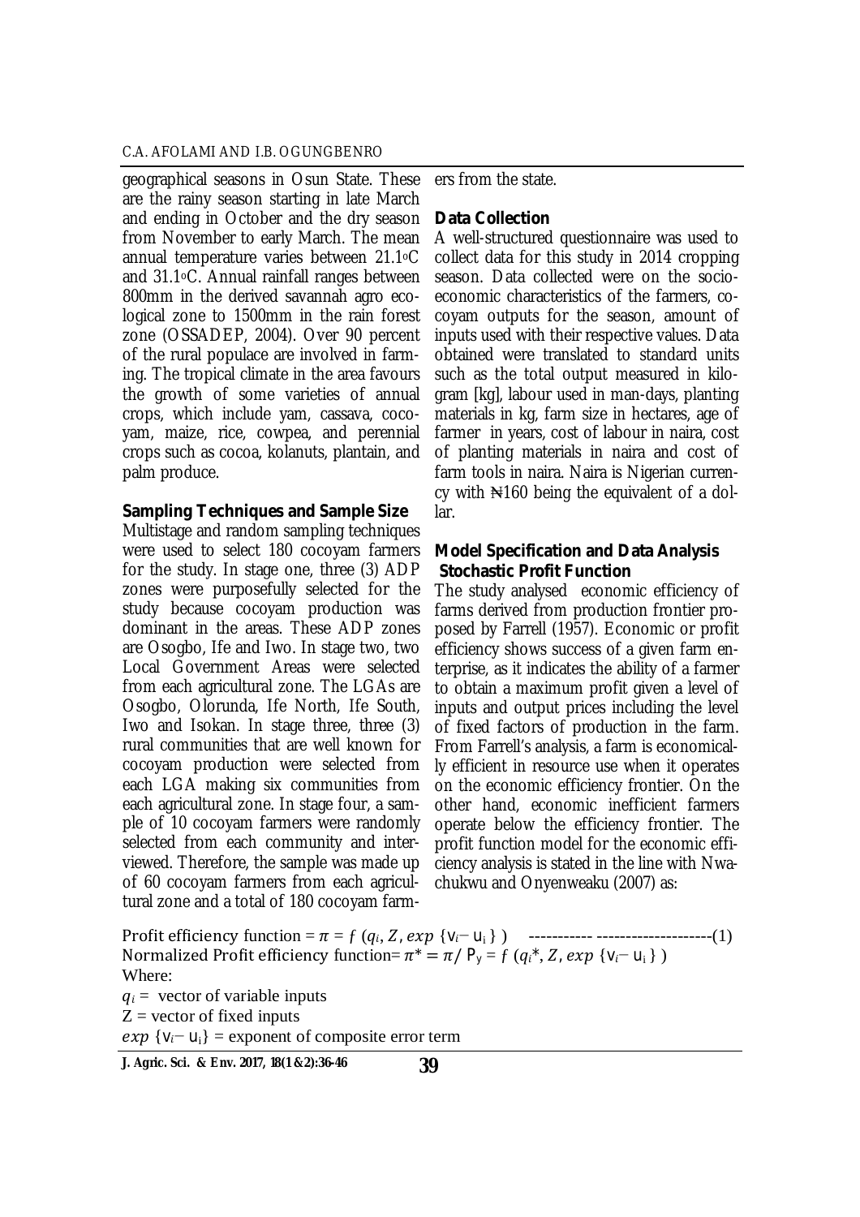geographical seasons in Osun State. These are the rainy season starting in late March and ending in October and the dry season from November to early March. The mean annual temperature varies between 21.1°C and 31.1°C. Annual rainfall ranges between 800mm in the derived savannah agro ecological zone to 1500mm in the rain forest zone (OSSADEP, 2004). Over 90 percent of the rural populace are involved in farming. The tropical climate in the area favours the growth of some varieties of annual crops, which include yam, cassava, cocoyam, maize, rice, cowpea, and perennial crops such as cocoa, kolanuts, plantain, and palm produce.

**Sampling Techniques and Sample Size**

Multistage and random sampling techniques were used to select 180 cocoyam farmers for the study. In stage one, three (3) ADP zones were purposefully selected for the study because cocoyam production was dominant in the areas. These ADP zones are Osogbo, Ife and Iwo. In stage two, two Local Government Areas were selected from each agricultural zone. The LGAs are Osogbo, Olorunda, Ife North, Ife South, Iwo and Isokan. In stage three, three (3) rural communities that are well known for cocoyam production were selected from each LGA making six communities from each agricultural zone. In stage four, a sample of 10 cocoyam farmers were randomly selected from each community and interviewed. Therefore, the sample was made up of 60 cocoyam farmers from each agricultural zone and a total of 180 cocoyam farmers from the state.

**Data Collection**

A well-structured questionnaire was used to collect data for this study in 2014 cropping season. Data collected were on the socio-economic characteristics of the farmers, cocoyam outputs for the season, amount of inputs used with their respective values. Data obtained were translated to standard units such as the total output measured in kilogram [kg], labour used in man-days, planting materials in kg, farm size in hectares, age of farmer in years, cost of labour in naira, cost of planting materials in naira and cost of farm tools in naira. Naira is Nigerian currency with ₦160 being the equivalent of a dollar.

**Model Specification and Data Analysis**

**Stochastic Profit Function**

The study analysed economic efficiency of farms derived from production frontier proposed by Farrell (1957). Economic or profit efficiency shows success of a given farm enterprise, as it indicates the ability of a farmer to obtain a maximum profit given a level of inputs and output prices including the level of fixed factors of production in the farm. From Farrell's analysis, a farm is economically efficient in resource use when it operates on the economic efficiency frontier. On the other hand, economic inefficient farmers operate below the efficiency frontier. The profit function model for the economic efficiency analysis is stated in the line with Nwachukwu and Onyenweaku (2007) as:

Profit efficiency function $= \pi = f\ (q_i, Z, exp\ \{V_i - U_i\})$ ----------- -------------------(1)

Normalized Profit efficiency function $= \pi^* = \pi / P_y = f\ (q_i^*, Z, exp\ \{V_i - U_i\})$

Where:

$q_i$ = vector of variable inputs

Z = vector of fixed inputs

$exp\ \{V_i - U_i\}$ = exponent of composite error term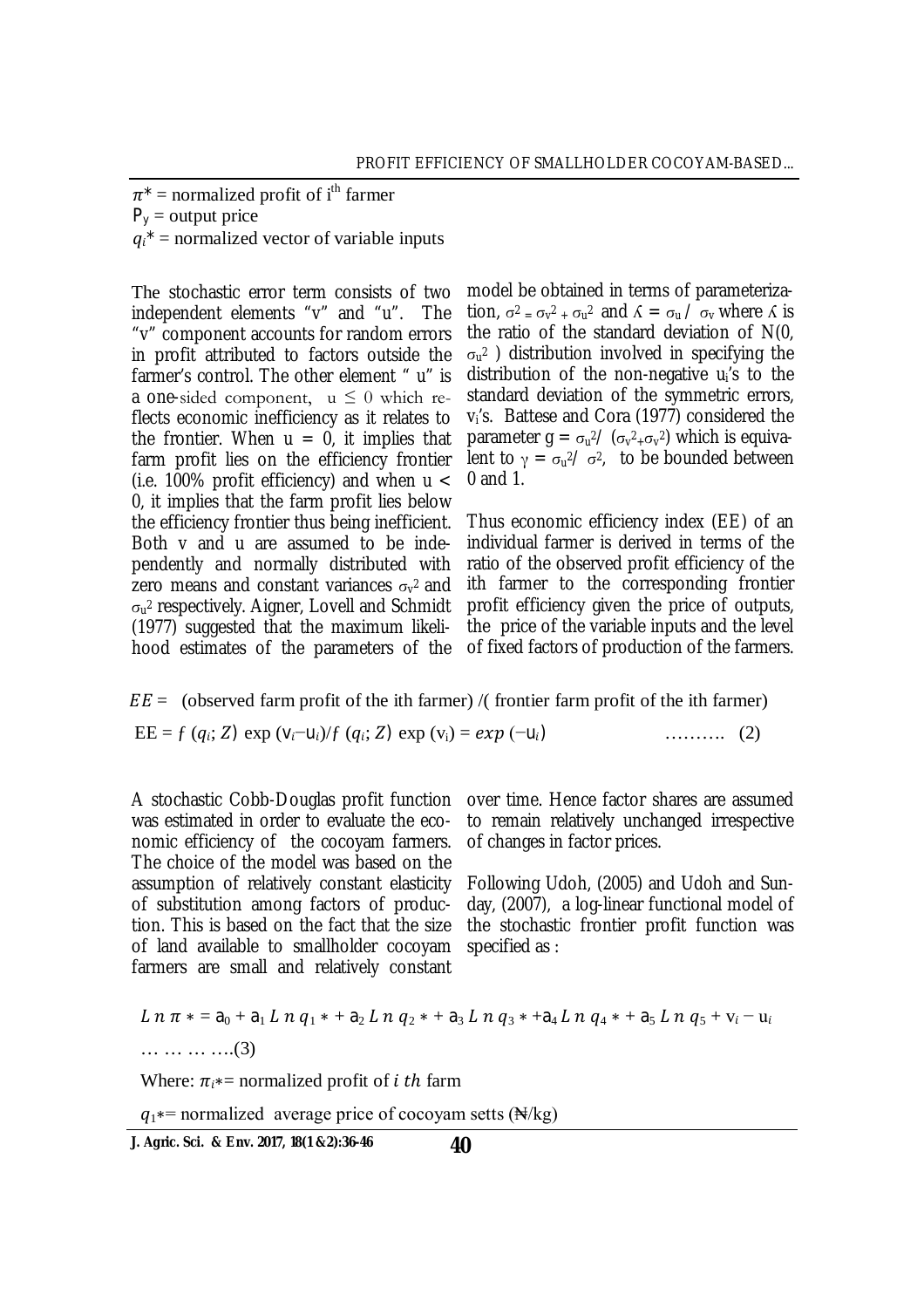$\pi^*$ = normalized profit of i[th] farmer

$P_y$ = output price

$q_i^*$ = normalized vector of variable inputs

The stochastic error term consists of two independent elements "v" and "u". The "v" component accounts for random errors in profit attributed to factors outside the farmer's control. The other element " u" is a one-sided component, $u \leq 0$ which reflects economic inefficiency as it relates to the frontier. When $u = 0$, it implies that farm profit lies on the efficiency frontier (i.e. 100% profit efficiency) and when $u < 0$, it implies that the farm profit lies below the efficiency frontier thus being inefficient. Both v and u are assumed to be independently and normally distributed with zero means and constant variances $\sigma_v^2$ and $\sigma_u^2$ respectively. Aigner, Lovell and Schmidt (1977) suggested that the maximum likelihood estimates of the parameters of the model be obtained in terms of parameterization, $\sigma^2 = \sigma_v^2 + \sigma_u^2$ and $\lambda = \sigma_u / \sigma_v$ where $\lambda$ is the ratio of the standard deviation of $N(0, \sigma_u^2)$ distribution involved in specifying the distribution of the non-negative $u_i$'s to the standard deviation of the symmetric errors, $v_i$'s. Battese and Cora (1977) considered the parameter $g = \sigma_u^2 / (\sigma_v^2 + \sigma_v^2)$ which is equivalent to $\gamma = \sigma_u^2 / \sigma^2$, to be bounded between 0 and 1.

Thus economic efficiency index (EE) of an individual farmer is derived in terms of the ratio of the observed profit efficiency of the ith farmer to the corresponding frontier profit efficiency given the price of outputs, the price of the variable inputs and the level of fixed factors of production of the farmers.

$EE$ = (observed farm profit of the ith farmer) /( frontier farm profit of the ith farmer)

$$EE = f(q_i; Z) \exp(v_i - u_i) / f(q_i; Z) \exp(v_i) = exp(-u_i) \quad \ldots\ldots\ldots. \quad (2)$$

A stochastic Cobb-Douglas profit function was estimated in order to evaluate the economic efficiency of the cocoyam farmers. The choice of the model was based on the assumption of relatively constant elasticity of substitution among factors of production. This is based on the fact that the size of land available to smallholder cocoyam farmers are small and relatively constant over time. Hence factor shares are assumed to remain relatively unchanged irrespective of changes in factor prices.

Following Udoh, (2005) and Udoh and Sunday, (2007), a log-linear functional model of the stochastic frontier profit function was specified as :

$$Ln\,\pi^* = a_0 + a_1 Ln\,q_1^* + a_2 Ln\,q_2^* + a_3 Ln\,q_3^* + a_4 Ln\,q_4^* + a_5 Ln\,q_5 + v_i - u_i \quad \ldots\ldots\ldots\ldots.(3)$$

Where: $\pi_i^*$= normalized profit of $i\,th$ farm

$q_1^*$= normalized average price of cocoyam setts (₦/kg)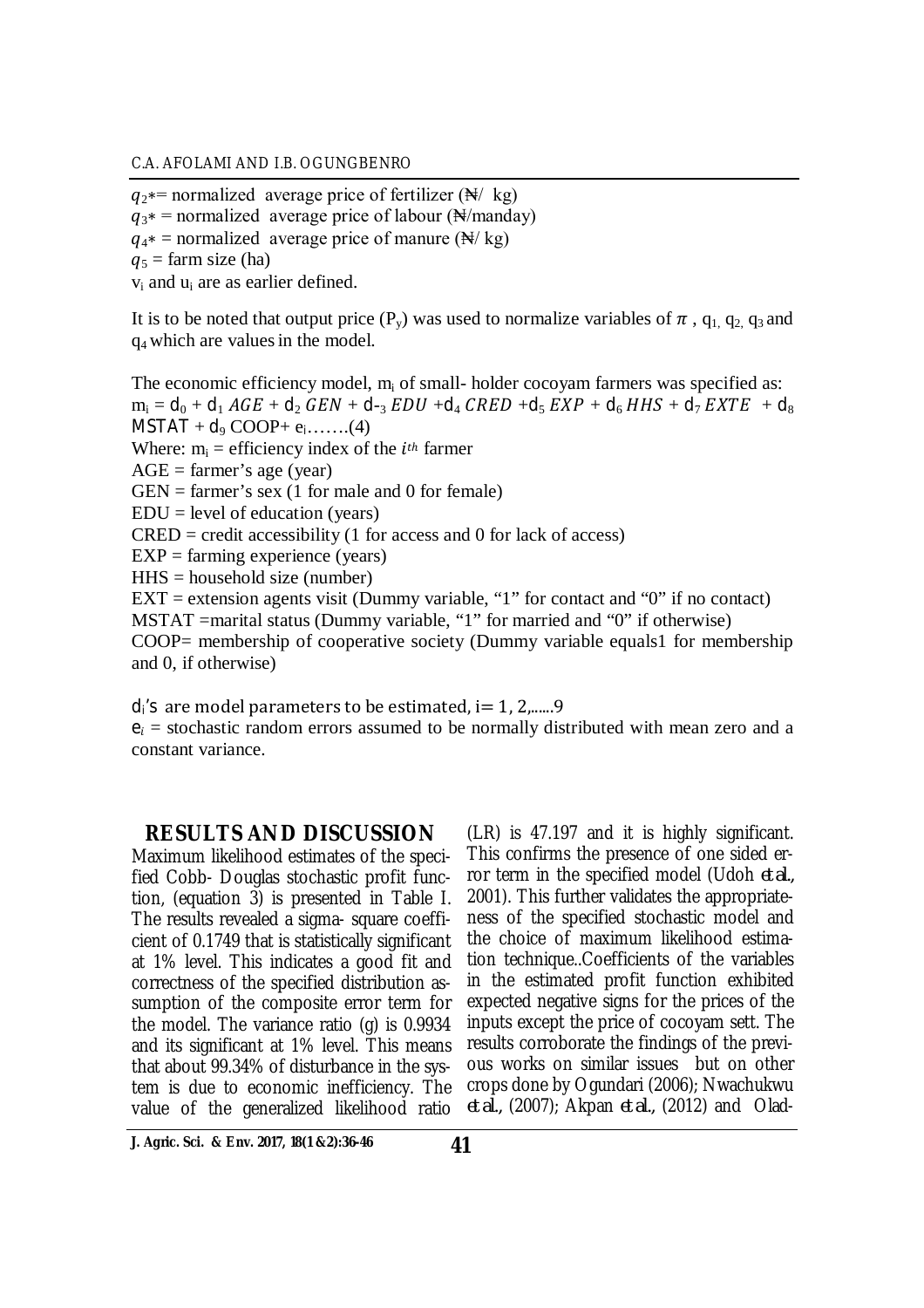$q_2*$= normalized average price of fertilizer (₦/ kg)
$q_3*$ = normalized average price of labour (₦/manday)
$q_4*$ = normalized average price of manure (₦/ kg)
$q_5$ = farm size (ha)
$v_i$ and $u_i$ are as earlier defined.

It is to be noted that output price ($P_y$) was used to normalize variables of $\pi$ , $q_1$, $q_2$, $q_3$ and $q_4$ which are values in the model.

The economic efficiency model, $m_i$ of small- holder cocoyam farmers was specified as:

$m_i = d_0 + d_1 AGE + d_2 GEN + d_3 EDU + d_4 CRED + d_5 EXP + d_6 HHS + d_7 EXTE + d_8 MSTAT + d_9 COOP + e_i$…….(4)

Where: $m_i$ = efficiency index of the $i^{th}$ farmer
AGE = farmer's age (year)
GEN = farmer's sex (1 for male and 0 for female)
EDU = level of education (years)
CRED = credit accessibility (1 for access and 0 for lack of access)
EXP = farming experience (years)
HHS = household size (number)
EXT = extension agents visit (Dummy variable, "1" for contact and "0" if no contact)
MSTAT =marital status (Dummy variable, "1" for married and "0" if otherwise)
COOP= membership of cooperative society (Dummy variable equals1 for membership and 0, if otherwise)

$d_i$'s are model parameters to be estimated, i= 1, 2,......9
$e_i$ = stochastic random errors assumed to be normally distributed with mean zero and a constant variance.

## RESULTS AND DISCUSSION

Maximum likelihood estimates of the specified Cobb- Douglas stochastic profit function, (equation 3) is presented in Table I. The results revealed a sigma- square coefficient of 0.1749 that is statistically significant at 1% level. This indicates a good fit and correctness of the specified distribution assumption of the composite error term for the model. The variance ratio (g) is 0.9934 and its significant at 1% level. This means that about 99.34% of disturbance in the system is due to economic inefficiency. The value of the generalized likelihood ratio (LR) is 47.197 and it is highly significant. This confirms the presence of one sided error term in the specified model (Udoh *et al.*, 2001). This further validates the appropriateness of the specified stochastic model and the choice of maximum likelihood estimation technique..Coefficients of the variables in the estimated profit function exhibited expected negative signs for the prices of the inputs except the price of cocoyam sett. The results corroborate the findings of the previous works on similar issues but on other crops done by Ogundari (2006); Nwachukwu *et al.*, (2007); Akpan *et al.*, (2012) and Olad-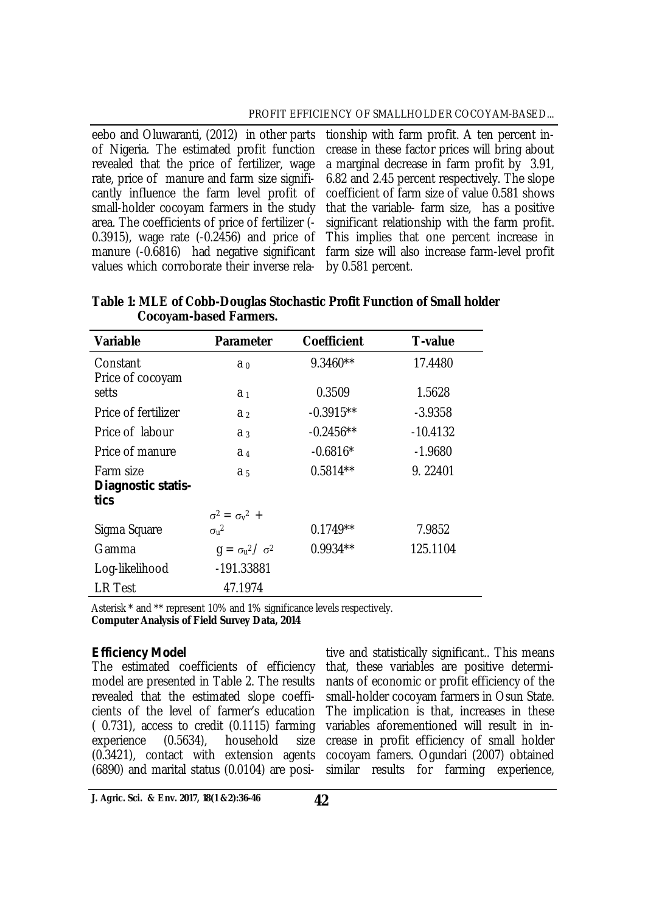eebo and Oluwaranti, (2012) in other parts of Nigeria. The estimated profit function revealed that the price of fertilizer, wage rate, price of manure and farm size significantly influence the farm level profit of small-holder cocoyam farmers in the study area. The coefficients of price of fertilizer (-0.3915), wage rate (-0.2456) and price of manure (-0.6816) had negative significant values which corroborate their inverse relationship with farm profit. A ten percent increase in these factor prices will bring about a marginal decrease in farm profit by 3.91, 6.82 and 2.45 percent respectively. The slope coefficient of farm size of value 0.581 shows that the variable- farm size, has a positive significant relationship with the farm profit. This implies that one percent increase in farm size will also increase farm-level profit by 0.581 percent.

**Table 1: MLE of Cobb-Douglas Stochastic Profit Function of Small holder Cocoyam-based Farmers.**

| Variable | Parameter | Coefficient | T-value |
|---|---|---|---|
| Constant | $a_0$ | 9.3460** | 17.4480 |
| Price of cocoyam setts | $a_1$ | 0.3509 | 1.5628 |
| Price of fertilizer | $a_2$ | -0.3915** | -3.9358 |
| Price of labour | $a_3$ | -0.2456** | -10.4132 |
| Price of manure | $a_4$ | -0.6816* | -1.9680 |
| Farm size | $a_5$ | 0.5814** | 9. 22401 |
| **Diagnostic statistics** | | | |
| Sigma Square | $\sigma^2 = \sigma_v^2 + \sigma_u^2$ | 0.1749** | 7.9852 |
| Gamma | $g = \sigma_u^2 / \sigma^2$ | 0.9934** | 125.1104 |
| Log-likelihood | -191.33881 | | |
| LR Test | 47.1974 | | |

Asterisk * and ** represent 10% and 1% significance levels respectively.
**Computer Analysis of Field Survey Data, 2014**

**Efficiency Model**

The estimated coefficients of efficiency model are presented in Table 2. The results revealed that the estimated slope coefficients of the level of farmer's education ( 0.731), access to credit (0.1115) farming experience (0.5634), household size (0.3421), contact with extension agents (6890) and marital status (0.0104) are positive and statistically significant.. This means that, these variables are positive determinants of economic or profit efficiency of the small-holder cocoyam farmers in Osun State. The implication is that, increases in these variables aforementioned will result in increase in profit efficiency of small holder cocoyam famers. Ogundari (2007) obtained similar results for farming experience,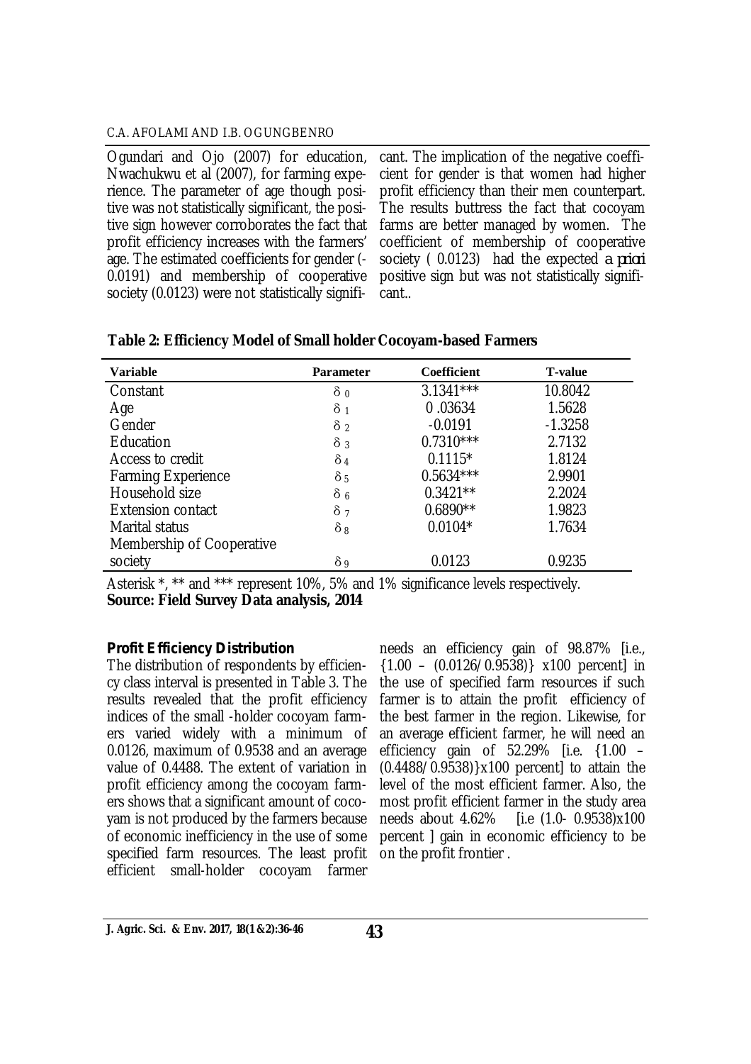Ogundari and Ojo (2007) for education, Nwachukwu et al (2007), for farming experience. The parameter of age though positive was not statistically significant, the positive sign however corroborates the fact that profit efficiency increases with the farmers' age. The estimated coefficients for gender (-0.0191) and membership of cooperative society (0.0123) were not statistically significant. The implication of the negative coefficient for gender is that women had higher profit efficiency than their men counterpart. The results buttress the fact that cocoyam farms are better managed by women. The coefficient of membership of cooperative society ( 0.0123) had the expected *a priori* positive sign but was not statistically significant..

**Table 2: Efficiency Model of Small holder Cocoyam-based Farmers**

| Variable | Parameter | Coefficient | T-value |
|---|---|---|---|
| Constant | $\delta_0$ | 3.1341*** | 10.8042 |
| Age | $\delta_1$ | 0 .03634 | 1.5628 |
| Gender | $\delta_2$ | -0.0191 | -1.3258 |
| Education | $\delta_3$ | 0.7310*** | 2.7132 |
| Access to credit | $\delta_4$ | 0.1115* | 1.8124 |
| Farming Experience | $\delta_5$ | 0.5634*** | 2.9901 |
| Household size | $\delta_6$ | 0.3421** | 2.2024 |
| Extension contact | $\delta_7$ | 0.6890** | 1.9823 |
| Marital status | $\delta_8$ | 0.0104* | 1.7634 |
| Membership of Cooperative society | $\delta_9$ | 0.0123 | 0.9235 |

Asterisk *, ** and *** represent 10%, 5% and 1% significance levels respectively.
**Source: Field Survey Data analysis, 2014**

**Profit Efficiency Distribution**

The distribution of respondents by efficiency class interval is presented in Table 3. The results revealed that the profit efficiency indices of the small -holder cocoyam farmers varied widely with a minimum of 0.0126, maximum of 0.9538 and an average value of 0.4488. The extent of variation in profit efficiency among the cocoyam farmers shows that a significant amount of cocoyam is not produced by the farmers because of economic inefficiency in the use of some specified farm resources. The least profit efficient small-holder cocoyam farmer needs an efficiency gain of 98.87% [i.e., {1.00 – (0.0126/0.9538)} x100 percent] in the use of specified farm resources if such farmer is to attain the profit efficiency of the best farmer in the region. Likewise, for an average efficient farmer, he will need an efficiency gain of 52.29% [i.e. {1.00 – (0.4488/0.9538)}x100 percent] to attain the level of the most efficient farmer. Also, the most profit efficient farmer in the study area needs about 4.62% [i.e (1.0- 0.9538)x100 percent ] gain in economic efficiency to be on the profit frontier .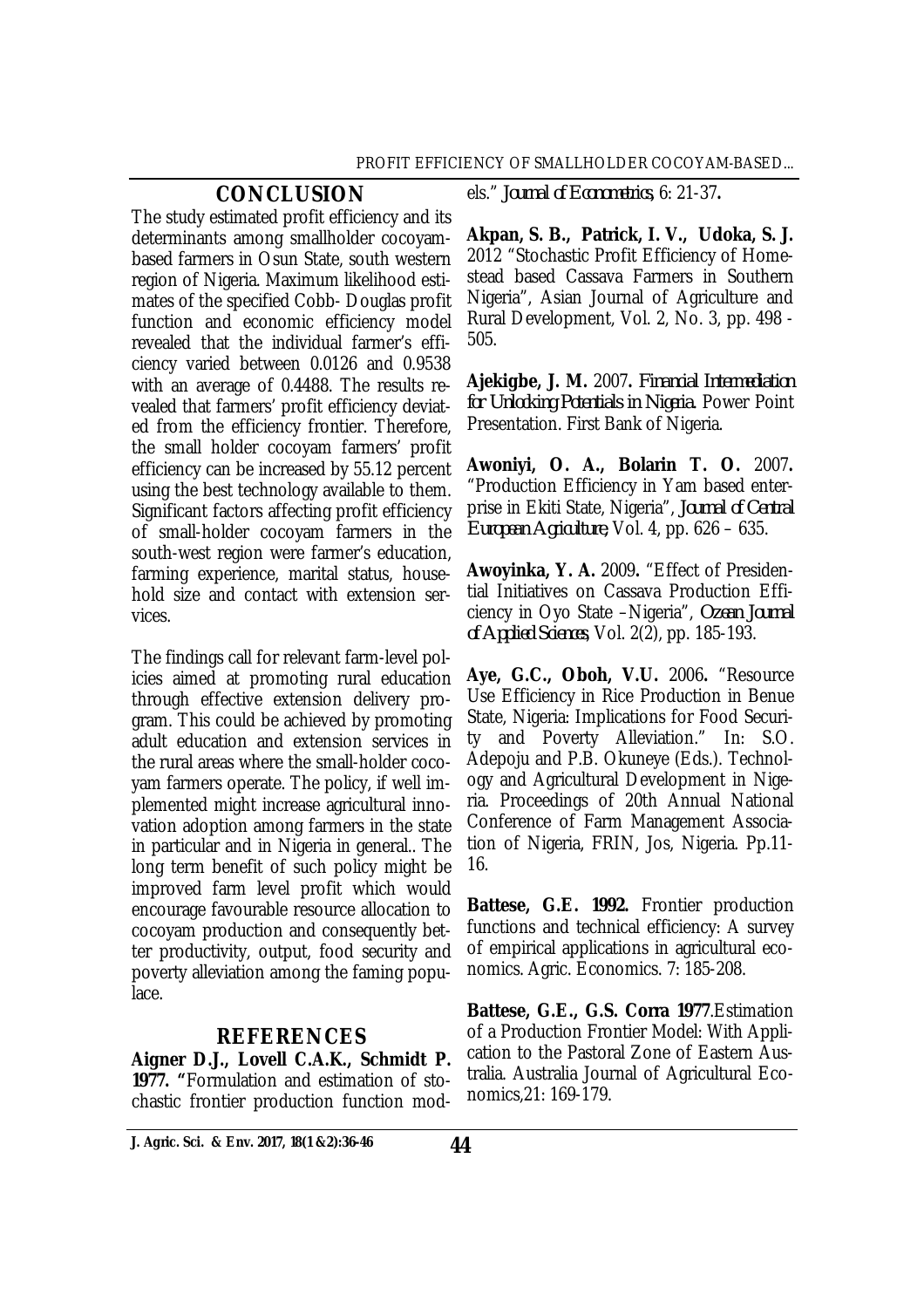## CONCLUSION

The study estimated profit efficiency and its determinants among smallholder cocoyam-based farmers in Osun State, south western region of Nigeria. Maximum likelihood estimates of the specified Cobb- Douglas profit function and economic efficiency model revealed that the individual farmer's efficiency varied between 0.0126 and 0.9538 with an average of 0.4488. The results revealed that farmers' profit efficiency deviated from the efficiency frontier. Therefore, the small holder cocoyam farmers' profit efficiency can be increased by 55.12 percent using the best technology available to them. Significant factors affecting profit efficiency of small-holder cocoyam farmers in the south-west region were farmer's education, farming experience, marital status, household size and contact with extension services.

The findings call for relevant farm-level policies aimed at promoting rural education through effective extension delivery program. This could be achieved by promoting adult education and extension services in the rural areas where the small-holder cocoyam farmers operate. The policy, if well implemented might increase agricultural innovation adoption among farmers in the state in particular and in Nigeria in general.. The long term benefit of such policy might be improved farm level profit which would encourage favourable resource allocation to cocoyam production and consequently better productivity, output, food security and poverty alleviation among the faming populace.

## REFERENCES

**Aigner D.J., Lovell C.A.K., Schmidt P. 1977.** "Formulation and estimation of stochastic frontier production function models." *Journal of Econometrics*, 6: 21-37**.**

**Akpan, S. B., Patrick, I. V., Udoka, S. J.** 2012 "Stochastic Profit Efficiency of Homestead based Cassava Farmers in Southern Nigeria", Asian Journal of Agriculture and Rural Development, Vol. 2, No. 3, pp. 498 - 505.

**Ajekigbe, J. M.** 2007**.** *Financial Intermediation for Unlocking Potentials in Nigeria.* Power Point Presentation. First Bank of Nigeria.

**Awoniyi, O. A., Bolarin T. O.** 2007**.** "Production Efficiency in Yam based enterprise in Ekiti State, Nigeria", *Journal of Central European Agriculture*, Vol. 4, pp. 626 – 635.

**Awoyinka, Y. A.** 2009**.** "Effect of Presidential Initiatives on Cassava Production Efficiency in Oyo State –Nigeria", *Ozean Journal of Applied Sciences*, Vol. 2(2), pp. 185-193.

**Aye, G.C., Oboh, V.U.** 2006**.** "Resource Use Efficiency in Rice Production in Benue State, Nigeria: Implications for Food Security and Poverty Alleviation." In: S.O. Adepoju and P.B. Okuneye (Eds.). Technology and Agricultural Development in Nigeria. Proceedings of 20th Annual National Conference of Farm Management Association of Nigeria, FRIN, Jos, Nigeria. Pp.11-16.

**Battese, G.E. 1992.** Frontier production functions and technical efficiency: A survey of empirical applications in agricultural economics. Agric. Economics. 7: 185-208.

**Battese, G.E., G.S. Corra 1977**.Estimation of a Production Frontier Model: With Application to the Pastoral Zone of Eastern Australia. Australia Journal of Agricultural Economics,21: 169-179.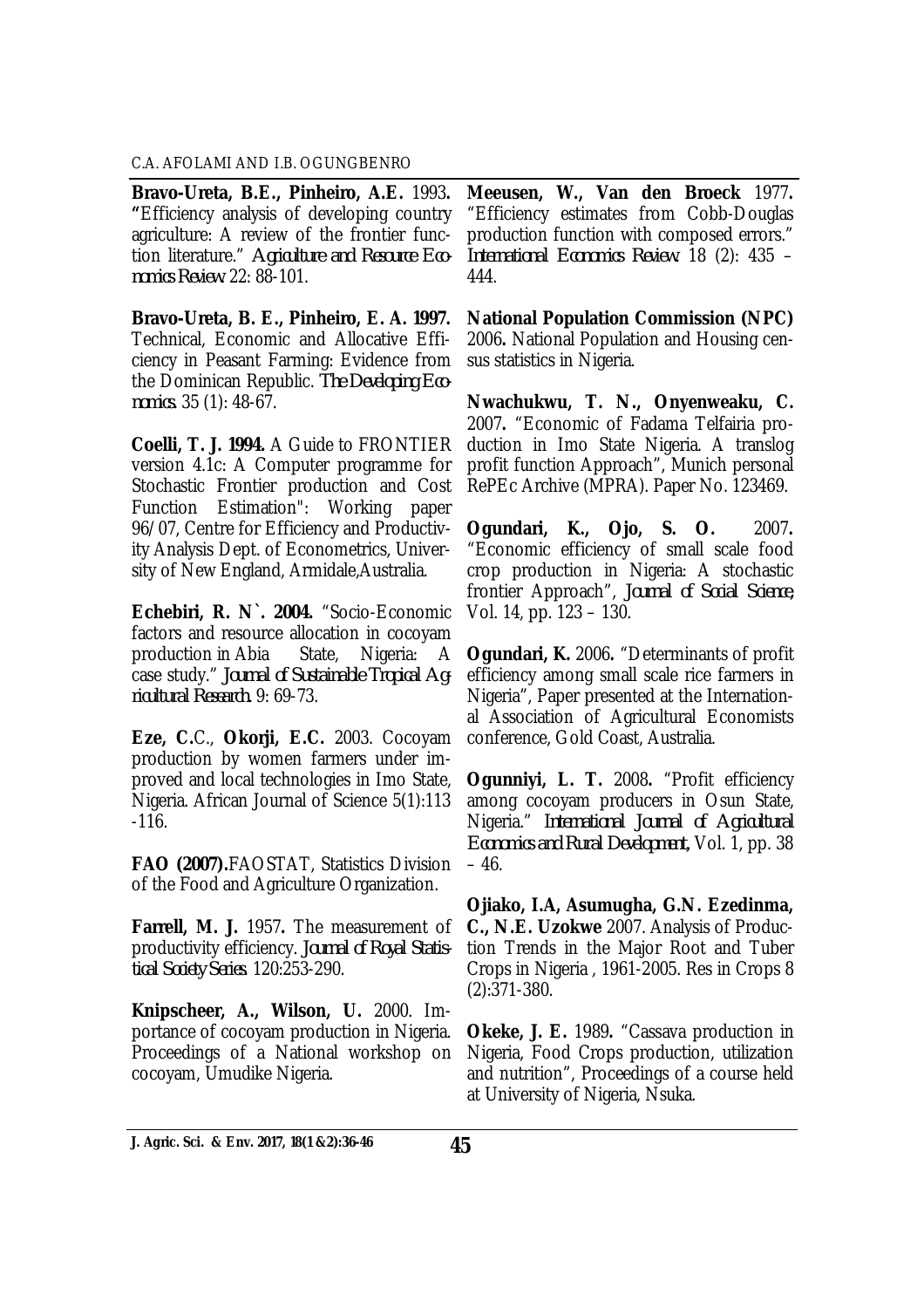**Bravo-Ureta, B.E., Pinheiro, A.E.** 1993**.** **"**Efficiency analysis of developing country agriculture: A review of the frontier function literature." *Agriculture and Resource Economics Review* 22: 88-101.

**Bravo-Ureta, B. E., Pinheiro, E. A. 1997.** Technical, Economic and Allocative Efficiency in Peasant Farming: Evidence from the Dominican Republic. *The Developing Economics.* 35 (1): 48-67.

**Coelli, T. J. 1994.** A Guide to FRONTIER version 4.1c: A Computer programme for Stochastic Frontier production and Cost Function Estimation": Working paper 96/07, Centre for Efficiency and Productivity Analysis Dept. of Econometrics, University of New England, Armidale,Australia.

**Echebiri, R. N`. 2004.** "Socio-Economic factors and resource allocation in cocoyam production in Abia State, Nigeria: A case study." *Journal of Sustainable Tropical Agricultural Research.* 9: 69-73.

**Eze, C.**C., **Okorji, E.C.** 2003. Cocoyam production by women farmers under improved and local technologies in Imo State, Nigeria. African Journal of Science 5(1):113 -116.

**FAO (2007).**FAOSTAT, Statistics Division of the Food and Agriculture Organization.

**Farrell, M. J.** 1957**.** The measurement of productivity efficiency. *Journal of Royal Statistical Society Series.* 120:253-290.

**Knipscheer, A., Wilson, U.** 2000. Importance of cocoyam production in Nigeria. Proceedings of a National workshop on cocoyam, Umudike Nigeria.

**Meeusen, W., Van den Broeck** 1977**.** "Efficiency estimates from Cobb-Douglas production function with composed errors." *International Economics Review.* 18 (2): 435 – 444.

**National Population Commission (NPC)** 2006**.** National Population and Housing census statistics in Nigeria.

**Nwachukwu, T. N., Onyenweaku, C.** 2007**.** "Economic of Fadama Telfairia production in Imo State Nigeria. A translog profit function Approach", Munich personal RePEc Archive (MPRA). Paper No. 123469.

**Ogundari, K., Ojo, S. O.** 2007**.** "Economic efficiency of small scale food crop production in Nigeria: A stochastic frontier Approach", *Journal of Social Science*, Vol. 14, pp. 123 – 130.

**Ogundari, K.** 2006**.** "Determinants of profit efficiency among small scale rice farmers in Nigeria", Paper presented at the International Association of Agricultural Economists conference, Gold Coast, Australia.

**Ogunniyi, L. T.** 2008**.** "Profit efficiency among cocoyam producers in Osun State, Nigeria." *International Journal of Agricultural Economics and Rural Development*, Vol. 1, pp. 38 – 46.

**Ojiako, I.A, Asumugha, G.N. Ezedinma, C., N.E. Uzokwe** 2007. Analysis of Production Trends in the Major Root and Tuber Crops in Nigeria , 1961-2005. Res in Crops 8 (2):371-380.

**Okeke, J. E.** 1989**.** "Cassava production in Nigeria, Food Crops production, utilization and nutrition", Proceedings of a course held at University of Nigeria, Nsuka.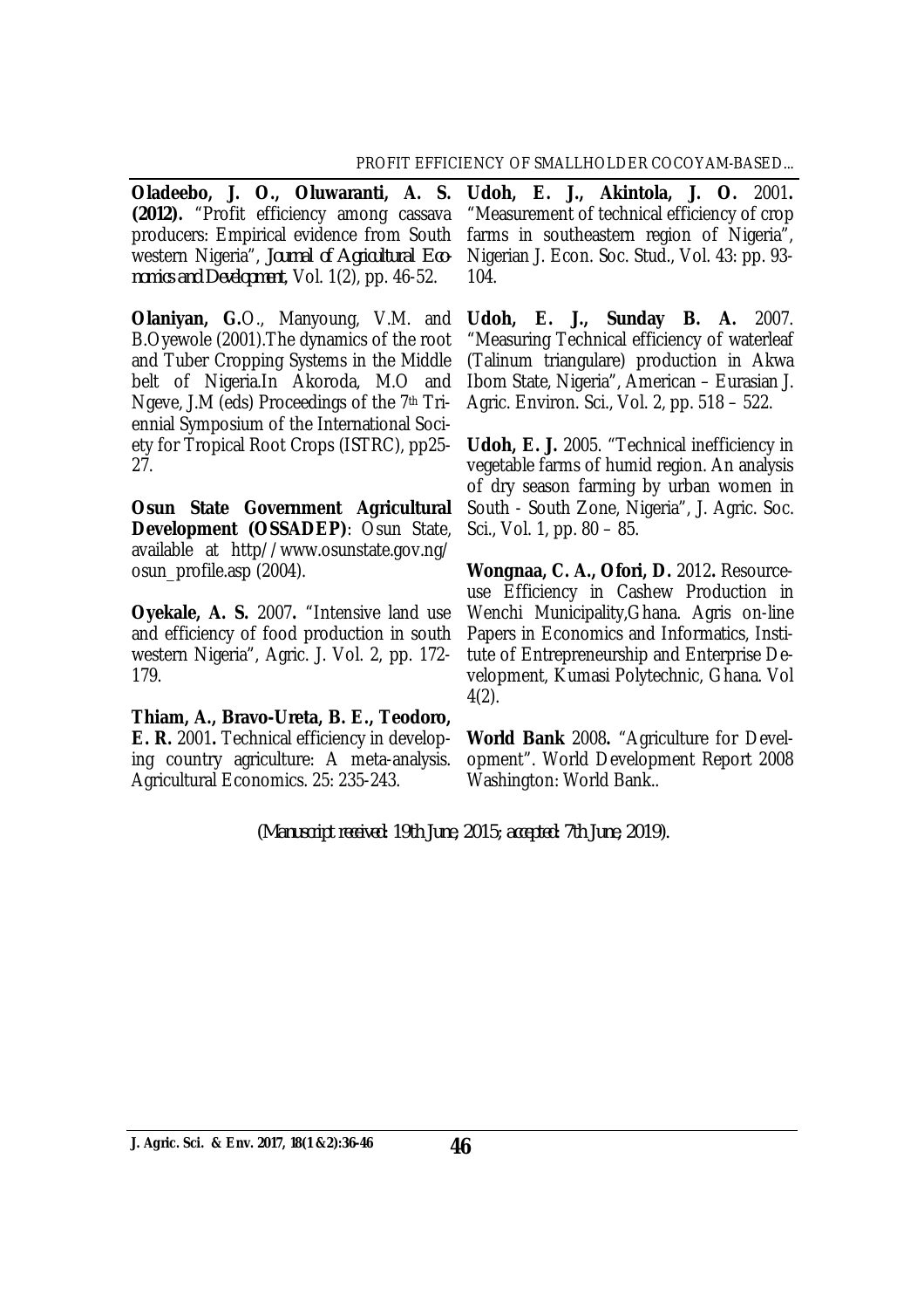**Oladeebo, J. O., Oluwaranti, A. S. (2012).** "Profit efficiency among cassava producers: Empirical evidence from South western Nigeria", *Journal of Agricultural Economics and Development*, Vol. 1(2), pp. 46-52.

**Olaniyan, G.**O., Manyoung, V.M. and B.Oyewole (2001).The dynamics of the root and Tuber Cropping Systems in the Middle belt of Nigeria.In Akoroda, M.O and Ngeve, J.M (eds) Proceedings of the 7th Triennial Symposium of the International Society for Tropical Root Crops (ISTRC), pp25-27.

**Osun State Government Agricultural Development (OSSADEP)**: Osun State, available at http//www.osunstate.gov.ng/osun_profile.asp (2004).

**Oyekale, A. S.** 2007**.** "Intensive land use and efficiency of food production in south western Nigeria", Agric. J. Vol. 2, pp. 172-179.

**Thiam, A., Bravo-Ureta, B. E., Teodoro, E. R.** 2001**.** Technical efficiency in developing country agriculture: A meta-analysis. Agricultural Economics. 25: 235-243.

**Udoh, E. J., Akintola, J. O.** 2001**.** "Measurement of technical efficiency of crop farms in southeastern region of Nigeria", Nigerian J. Econ. Soc. Stud., Vol. 43: pp. 93-104.

**Udoh, E. J., Sunday B. A.** 2007. "Measuring Technical efficiency of waterleaf (Talinum triangulare) production in Akwa Ibom State, Nigeria", American – Eurasian J. Agric. Environ. Sci., Vol. 2, pp. 518 – 522.

**Udoh, E. J.** 2005. "Technical inefficiency in vegetable farms of humid region. An analysis of dry season farming by urban women in South - South Zone, Nigeria", J. Agric. Soc. Sci., Vol. 1, pp. 80 – 85.

**Wongnaa, C. A., Ofori, D.** 2012**.** Resource-use Efficiency in Cashew Production in Wenchi Municipality,Ghana. Agris on-line Papers in Economics and Informatics, Institute of Entrepreneurship and Enterprise Development, Kumasi Polytechnic, Ghana. Vol 4(2).

**World Bank** 2008**.** "Agriculture for Development". World Development Report 2008 Washington: World Bank..

*(Manuscript received: 19th June, 2015; accepted: 7th June, 2019).*